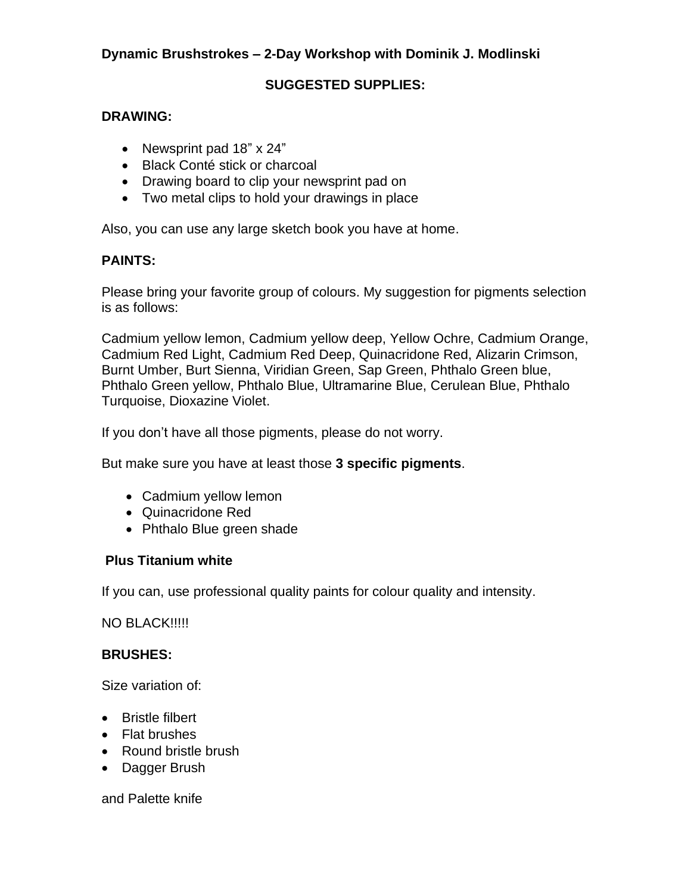**Dynamic Brushstrokes – 2-Day Workshop with Dominik J. Modlinski**

## SUGGESTED SUPPLIES:

### DRAWING:

- Newsprint pad 18” x 24”
- Black Conté stick or charcoal
- Drawing board to clip your newsprint pad on
- Two metal clips to hold your drawings in place

Also, you can use any large sketch book you have at home.

### PAINTS:

Please bring your favorite group of colours. My suggestion for pigments selection is as follows:

Cadmium yellow lemon, Cadmium yellow deep, Yellow Ochre, Cadmium Orange, Cadmium Red Light, Cadmium Red Deep, Quinacridone Red, Alizarin Crimson, Burnt Umber, Burt Sienna, Viridian Green, Sap Green, Phthalo Green blue, Phthalo Green yellow, Phthalo Blue, Ultramarine Blue, Cerulean Blue, Phthalo Turquoise, Dioxazine Violet.

If you don’t have all those pigments, please do not worry.

But make sure you have at least those **3 specific pigments**.

- Cadmium yellow lemon
- Quinacridone Red
- Phthalo Blue green shade

**Plus Titanium white**

If you can, use professional quality paints for colour quality and intensity.

NO BLACK!!!!!

### BRUSHES:

Size variation of:

- Bristle filbert
- Flat brushes
- Round bristle brush
- Dagger Brush

and Palette knife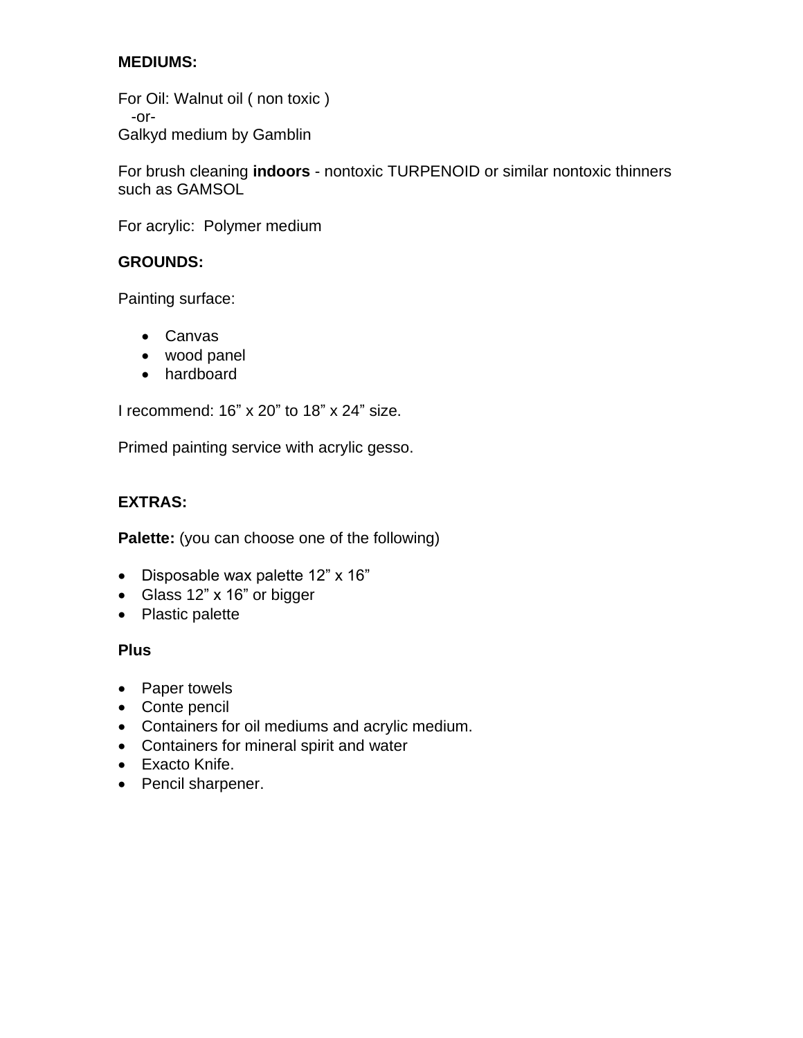**MEDIUMS:**

For Oil: Walnut oil ( non toxic )
-or-
Galkyd medium by Gamblin

For brush cleaning **indoors** - nontoxic TURPENOID or similar nontoxic thinners such as GAMSOL

For acrylic: Polymer medium

**GROUNDS:**

Painting surface:

- Canvas
- wood panel
- hardboard

I recommend: 16" x 20" to 18" x 24" size.

Primed painting service with acrylic gesso.

**EXTRAS:**

**Palette:** (you can choose one of the following)

- Disposable wax palette 12" x 16"
- Glass 12" x 16" or bigger
- Plastic palette

**Plus**

- Paper towels
- Conte pencil
- Containers for oil mediums and acrylic medium.
- Containers for mineral spirit and water
- Exacto Knife.
- Pencil sharpener.